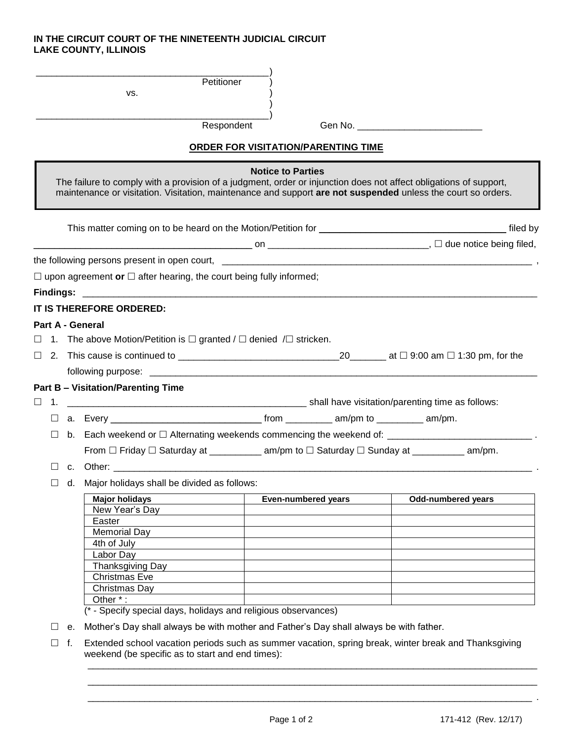**IN THE CIRCUIT COURT OF THE NINETEENTH JUDICIAL CIRCUIT**
**LAKE COUNTY, ILLINOIS**

_____________________________________________)
Petitioner )
vs. )
)
_____________________________________________)
Respondent Gen No. ________________________

## ORDER FOR VISITATION/PARENTING TIME

> **Notice to Parties**
> The failure to comply with a provision of a judgment, order or injunction does not affect obligations of support, maintenance or visitation. Visitation, maintenance and support **are not suspended** unless the court so orders.

This matter coming on to be heard on the Motion/Petition for ___________________________________ filed by ___________________________________________ on _______________________________, ☐ due notice being filed, the following persons present in open court, ______________________________________________________________ ,

☐ upon agreement **or** ☐ after hearing, the court being fully informed;

**Findings:** _____________________________________________________________________________________

**IT IS THEREFORE ORDERED:**

**Part A - General**

☐ 1. The above Motion/Petition is ☐ granted / ☐ denied /☐ stricken.

☐ 2. This cause is continued to _______________________________20_______ at ☐ 9:00 am ☐ 1:30 pm, for the following purpose: ___________________________________________________________________________

**Part B – Visitation/Parenting Time**

☐ 1. ______________________________________________ shall have visitation/parenting time as follows:

☐ a. Every _____________________________ from _________ am/pm to _________ am/pm.

☐ b. Each weekend or ☐ Alternating weekends commencing the weekend of: ____________________________ .
From ☐ Friday ☐ Saturday at __________ am/pm to ☐ Saturday ☐ Sunday at __________ am/pm.

☐ c. Other: _________________________________________________________________________________ .

☐ d. Major holidays shall be divided as follows:

| Major holidays | Even-numbered years | Odd-numbered years |
|---|---|---|
| New Year's Day | | |
| Easter | | |
| Memorial Day | | |
| 4th of July | | |
| Labor Day | | |
| Thanksgiving Day | | |
| Christmas Eve | | |
| Christmas Day | | |
| Other * : | | |

(* - Specify special days, holidays and religious observances)

☐ e. Mother's Day shall always be with mother and Father's Day shall always be with father.

☐ f. Extended school vacation periods such as summer vacation, spring break, winter break and Thanksgiving weekend (be specific as to start and end times):
_____________________________________________________________________________________
_____________________________________________________________________________________
_____________________________________________________________________________________ .

171-412 (Rev. 12/17)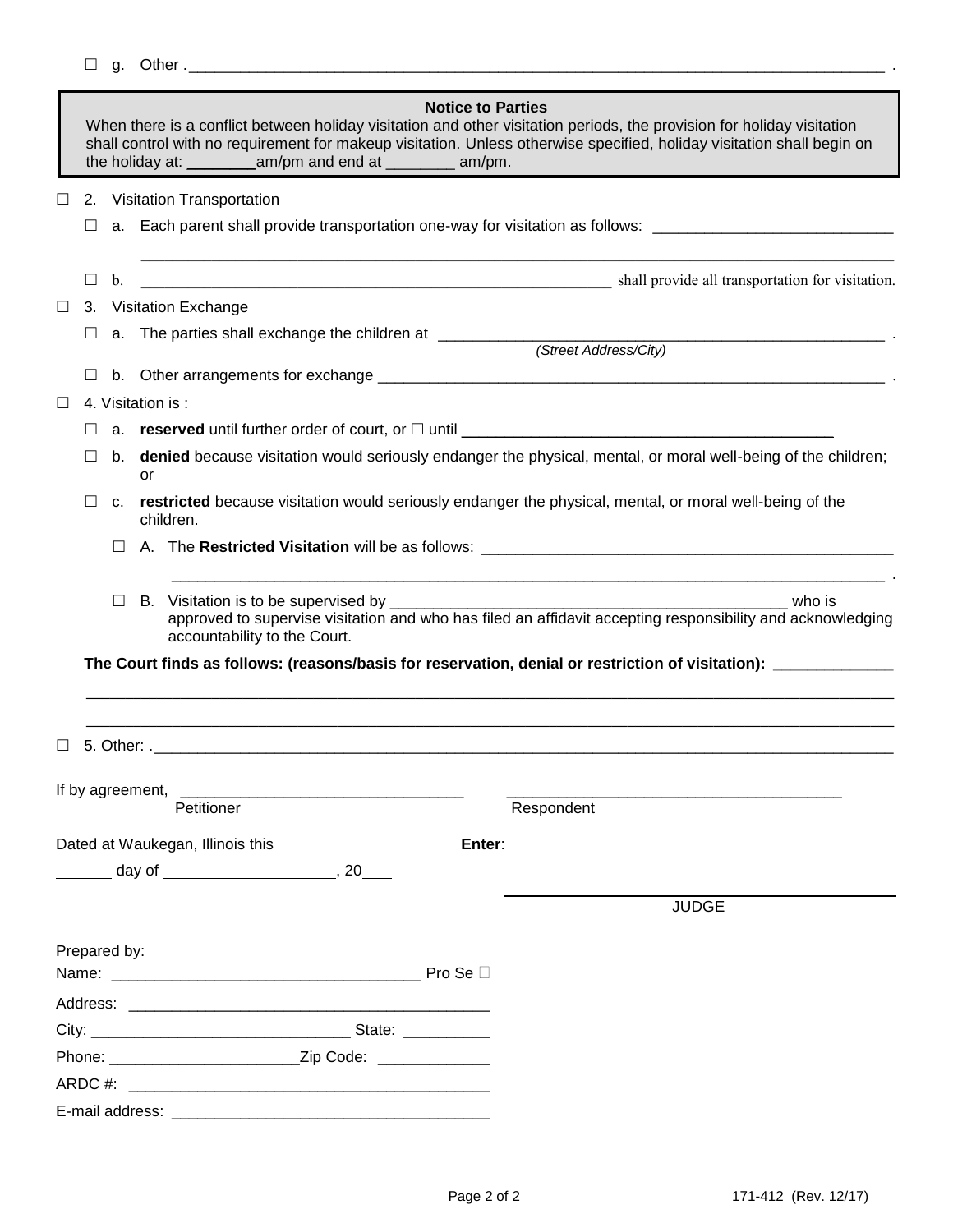☐ g. Other .\_\_\_\_\_\_\_\_\_\_\_\_\_\_\_\_\_\_\_\_\_\_\_\_\_\_\_\_\_\_\_\_\_\_\_\_\_\_\_\_\_\_\_\_\_\_\_\_\_\_\_\_\_\_\_\_\_\_\_\_\_\_\_\_\_\_\_\_\_\_\_\_\_\_\_\_ .

> **Notice to Parties**
>
> When there is a conflict between holiday visitation and other visitation periods, the provision for holiday visitation shall control with no requirement for makeup visitation. Unless otherwise specified, holiday visitation shall begin on the holiday at: \_\_\_\_\_\_\_\_am/pm and end at \_\_\_\_\_\_\_\_ am/pm.

☐ 2. Visitation Transportation

☐ a. Each parent shall provide transportation one-way for visitation as follows: \_\_\_\_\_\_\_\_\_\_\_\_\_\_\_\_\_\_\_\_\_\_\_\_\_\_\_\_
\_\_\_\_\_\_\_\_\_\_\_\_\_\_\_\_\_\_\_\_\_\_\_\_\_\_\_\_\_\_\_\_\_\_\_\_\_\_\_\_\_\_\_\_\_\_\_\_\_\_\_\_\_\_\_\_\_\_\_\_\_\_\_\_\_\_\_\_\_\_\_\_\_\_\_\_\_\_\_\_\_\_\_\_\_\_\_\_\_\_

☐ b. \_\_\_\_\_\_\_\_\_\_\_\_\_\_\_\_\_\_\_\_\_\_\_\_\_\_\_\_\_\_\_\_\_\_\_\_\_\_\_\_\_\_\_\_\_\_\_\_\_\_\_\_\_\_\_\_\_\_\_\_ shall provide all transportation for visitation.

☐ 3. Visitation Exchange

☐ a. The parties shall exchange the children at \_\_\_\_\_\_\_\_\_\_\_\_\_\_\_\_\_\_\_\_\_\_\_\_\_\_\_\_\_\_\_\_\_\_\_\_\_\_\_\_\_\_\_\_\_\_\_\_\_\_\_\_\_\_ .
*(Street Address/City)*

☐ b. Other arrangements for exchange \_\_\_\_\_\_\_\_\_\_\_\_\_\_\_\_\_\_\_\_\_\_\_\_\_\_\_\_\_\_\_\_\_\_\_\_\_\_\_\_\_\_\_\_\_\_\_\_\_\_\_\_\_\_\_\_\_\_\_\_\_\_\_\_\_ .

☐ 4. Visitation is :

☐ a. **reserved** until further order of court, or ☐ until \_\_\_\_\_\_\_\_\_\_\_\_\_\_\_\_\_\_\_\_\_\_\_\_\_\_\_\_\_\_\_\_\_\_\_\_\_\_\_\_\_\_\_\_\_\_

☐ b. **denied** because visitation would seriously endanger the physical, mental, or moral well-being of the children; or

☐ c. **restricted** because visitation would seriously endanger the physical, mental, or moral well-being of the children.

☐ A. The **Restricted Visitation** will be as follows: \_\_\_\_\_\_\_\_\_\_\_\_\_\_\_\_\_\_\_\_\_\_\_\_\_\_\_\_\_\_\_\_\_\_\_\_\_\_\_\_\_\_\_\_\_\_\_\_\_\_
\_\_\_\_\_\_\_\_\_\_\_\_\_\_\_\_\_\_\_\_\_\_\_\_\_\_\_\_\_\_\_\_\_\_\_\_\_\_\_\_\_\_\_\_\_\_\_\_\_\_\_\_\_\_\_\_\_\_\_\_\_\_\_\_\_\_\_\_\_\_\_\_\_\_\_\_\_\_\_\_\_\_\_\_\_\_ .

☐ B. Visitation is to be supervised by \_\_\_\_\_\_\_\_\_\_\_\_\_\_\_\_\_\_\_\_\_\_\_\_\_\_\_\_\_\_\_\_\_\_\_\_\_\_\_\_\_\_\_\_\_\_\_ who is approved to supervise visitation and who has filed an affidavit accepting responsibility and acknowledging accountability to the Court.

**The Court finds as follows: (reasons/basis for reservation, denial or restriction of visitation):** \_\_\_\_\_\_\_\_\_\_\_\_\_\_
\_\_\_\_\_\_\_\_\_\_\_\_\_\_\_\_\_\_\_\_\_\_\_\_\_\_\_\_\_\_\_\_\_\_\_\_\_\_\_\_\_\_\_\_\_\_\_\_\_\_\_\_\_\_\_\_\_\_\_\_\_\_\_\_\_\_\_\_\_\_\_\_\_\_\_\_\_\_\_\_\_\_\_\_\_\_\_\_\_\_\_\_\_\_
\_\_\_\_\_\_\_\_\_\_\_\_\_\_\_\_\_\_\_\_\_\_\_\_\_\_\_\_\_\_\_\_\_\_\_\_\_\_\_\_\_\_\_\_\_\_\_\_\_\_\_\_\_\_\_\_\_\_\_\_\_\_\_\_\_\_\_\_\_\_\_\_\_\_\_\_\_\_\_\_\_\_\_\_\_\_\_\_\_\_\_\_\_\_

☐ 5. Other: .\_\_\_\_\_\_\_\_\_\_\_\_\_\_\_\_\_\_\_\_\_\_\_\_\_\_\_\_\_\_\_\_\_\_\_\_\_\_\_\_\_\_\_\_\_\_\_\_\_\_\_\_\_\_\_\_\_\_\_\_\_\_\_\_\_\_\_\_\_\_\_\_\_\_\_\_\_\_\_\_\_\_\_\_\_\_

If by agreement, \_\_\_\_\_\_\_\_\_\_\_\_\_\_\_\_\_\_\_\_\_\_\_\_\_\_\_\_\_\_\_\_\_\_\_ \_\_\_\_\_\_\_\_\_\_\_\_\_\_\_\_\_\_\_\_\_\_\_\_\_\_\_\_\_\_\_\_\_\_\_\_\_\_\_\_\_
Petitioner Respondent

Dated at Waukegan, Illinois this **Enter**:

\_\_\_\_\_\_ day of \_\_\_\_\_\_\_\_\_\_\_\_\_\_\_\_\_\_\_\_, 20\_\_\_

\_\_\_\_\_\_\_\_\_\_\_\_\_\_\_\_\_\_\_\_\_\_\_\_\_\_\_\_\_\_\_\_\_\_\_\_\_\_\_\_\_\_\_\_\_
JUDGE

Prepared by:

Name: \_\_\_\_\_\_\_\_\_\_\_\_\_\_\_\_\_\_\_\_\_\_\_\_\_\_\_\_\_\_\_\_\_\_\_\_\_ Pro Se ☐

Address: \_\_\_\_\_\_\_\_\_\_\_\_\_\_\_\_\_\_\_\_\_\_\_\_\_\_\_\_\_\_\_\_\_\_\_\_\_\_\_\_\_\_\_

City: \_\_\_\_\_\_\_\_\_\_\_\_\_\_\_\_\_\_\_\_\_\_\_\_\_\_\_\_\_\_\_ State: \_\_\_\_\_\_\_\_\_\_

Phone: \_\_\_\_\_\_\_\_\_\_\_\_\_\_\_\_\_\_\_\_\_\_Zip Code: \_\_\_\_\_\_\_\_\_\_\_\_\_

ARDC #: \_\_\_\_\_\_\_\_\_\_\_\_\_\_\_\_\_\_\_\_\_\_\_\_\_\_\_\_\_\_\_\_\_\_\_\_\_\_\_\_\_\_

E-mail address: \_\_\_\_\_\_\_\_\_\_\_\_\_\_\_\_\_\_\_\_\_\_\_\_\_\_\_\_\_\_\_\_\_\_\_\_\_\_

171-412 (Rev. 12/17)